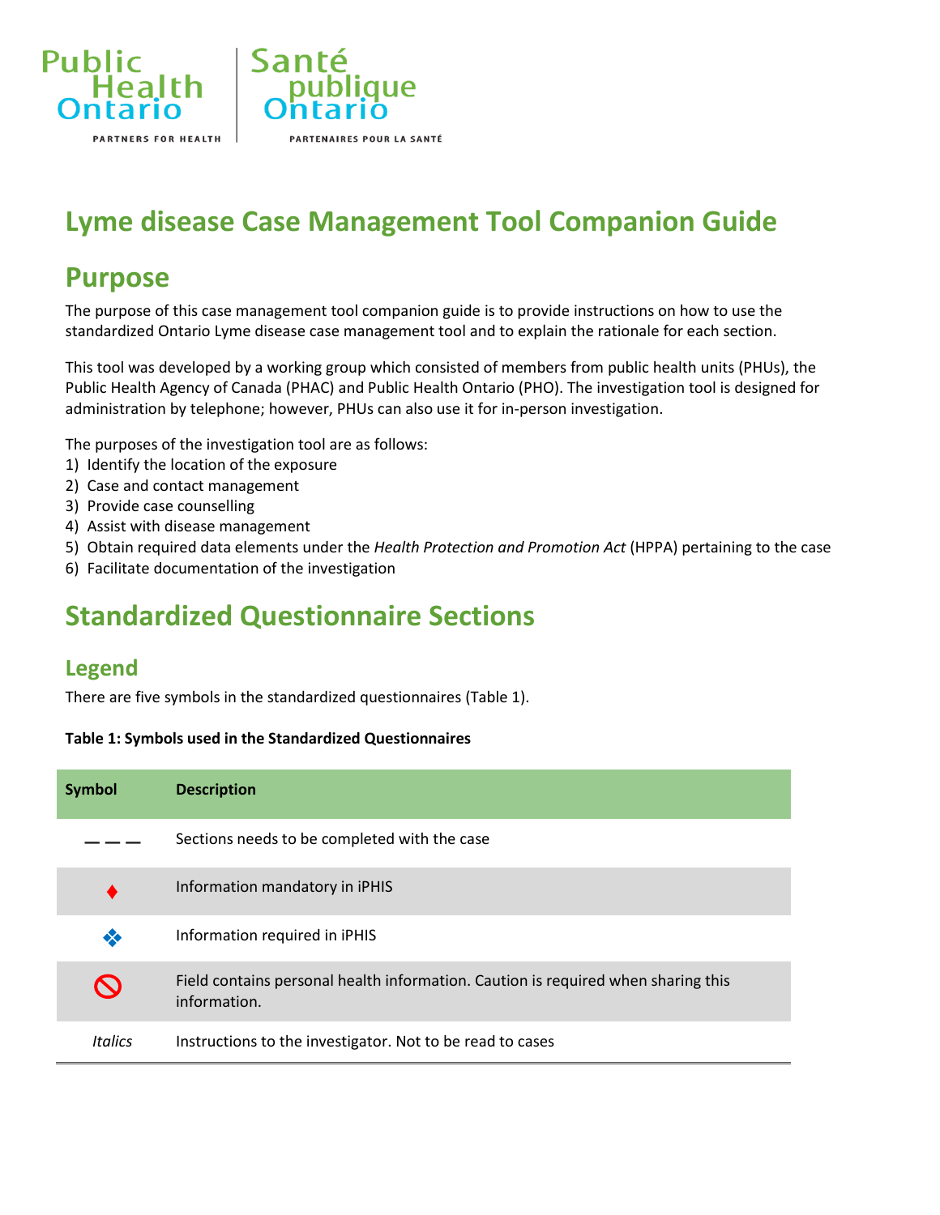Public Health Ontario | Santé publique Ontario

PARTNERS FOR HEALTH | PARTENAIRES POUR LA SANTÉ

# Lyme disease Case Management Tool Companion Guide

## Purpose

The purpose of this case management tool companion guide is to provide instructions on how to use the standardized Ontario Lyme disease case management tool and to explain the rationale for each section.

This tool was developed by a working group which consisted of members from public health units (PHUs), the Public Health Agency of Canada (PHAC) and Public Health Ontario (PHO). The investigation tool is designed for administration by telephone; however, PHUs can also use it for in-person investigation.

The purposes of the investigation tool are as follows:

1) Identify the location of the exposure
2) Case and contact management
3) Provide case counselling
4) Assist with disease management
5) Obtain required data elements under the *Health Protection and Promotion Act* (HPPA) pertaining to the case
6) Facilitate documentation of the investigation

# Standardized Questionnaire Sections

## Legend

There are five symbols in the standardized questionnaires (Table 1).

**Table 1: Symbols used in the Standardized Questionnaires**

| Symbol | Description |
| --- | --- |
| — — — | Sections needs to be completed with the case |
| ♦ | Information mandatory in iPHIS |
| ❖ | Information required in iPHIS |
| 🚫 | Field contains personal health information. Caution is required when sharing this information. |
| *Italics* | Instructions to the investigator. Not to be read to cases |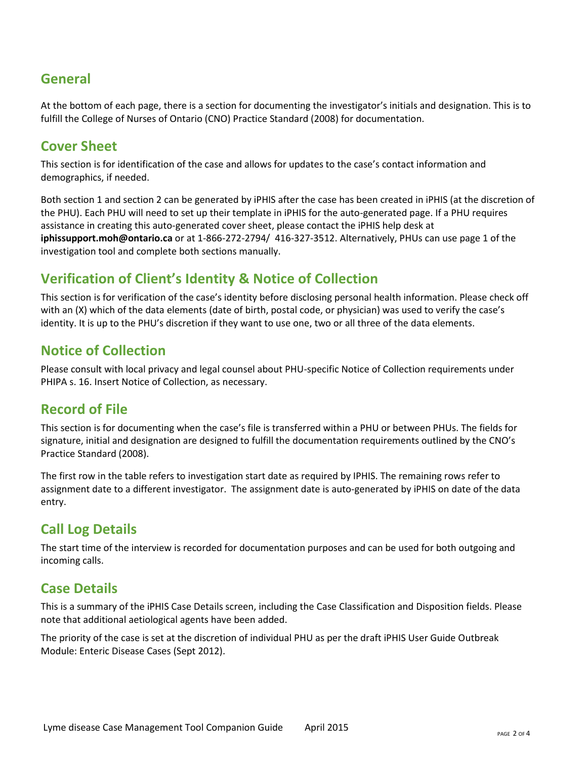## General

At the bottom of each page, there is a section for documenting the investigator's initials and designation. This is to fulfill the College of Nurses of Ontario (CNO) Practice Standard (2008) for documentation.

## Cover Sheet

This section is for identification of the case and allows for updates to the case's contact information and demographics, if needed.

Both section 1 and section 2 can be generated by iPHIS after the case has been created in iPHIS (at the discretion of the PHU). Each PHU will need to set up their template in iPHIS for the auto-generated page. If a PHU requires assistance in creating this auto-generated cover sheet, please contact the iPHIS help desk at **iphissupport.moh@ontario.ca** or at 1-866-272-2794/ 416-327-3512. Alternatively, PHUs can use page 1 of the investigation tool and complete both sections manually.

## Verification of Client's Identity & Notice of Collection

This section is for verification of the case's identity before disclosing personal health information. Please check off with an (X) which of the data elements (date of birth, postal code, or physician) was used to verify the case's identity. It is up to the PHU's discretion if they want to use one, two or all three of the data elements.

## Notice of Collection

Please consult with local privacy and legal counsel about PHU-specific Notice of Collection requirements under PHIPA s. 16. Insert Notice of Collection, as necessary.

## Record of File

This section is for documenting when the case's file is transferred within a PHU or between PHUs. The fields for signature, initial and designation are designed to fulfill the documentation requirements outlined by the CNO's Practice Standard (2008).

The first row in the table refers to investigation start date as required by IPHIS. The remaining rows refer to assignment date to a different investigator. The assignment date is auto-generated by iPHIS on date of the data entry.

## Call Log Details

The start time of the interview is recorded for documentation purposes and can be used for both outgoing and incoming calls.

## Case Details

This is a summary of the iPHIS Case Details screen, including the Case Classification and Disposition fields. Please note that additional aetiological agents have been added.

The priority of the case is set at the discretion of individual PHU as per the draft iPHIS User Guide Outbreak Module: Enteric Disease Cases (Sept 2012).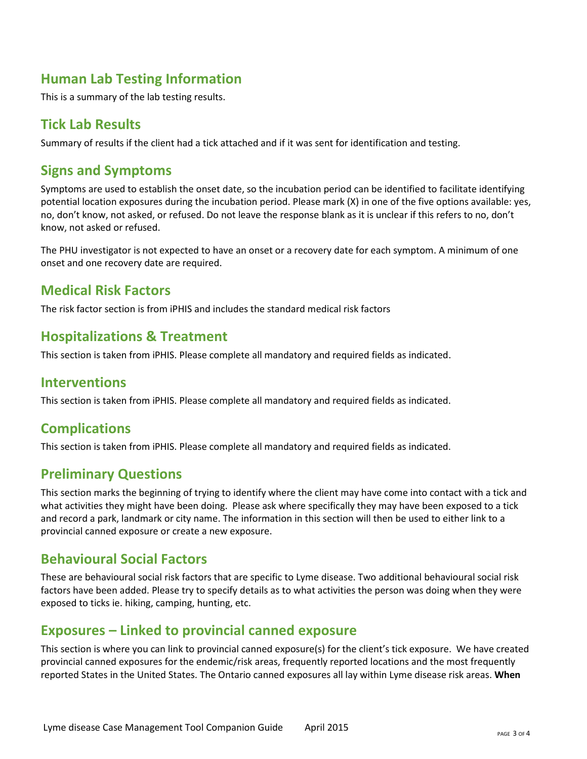## Human Lab Testing Information

This is a summary of the lab testing results.

## Tick Lab Results

Summary of results if the client had a tick attached and if it was sent for identification and testing.

## Signs and Symptoms

Symptoms are used to establish the onset date, so the incubation period can be identified to facilitate identifying potential location exposures during the incubation period. Please mark (X) in one of the five options available: yes, no, don't know, not asked, or refused. Do not leave the response blank as it is unclear if this refers to no, don't know, not asked or refused.

The PHU investigator is not expected to have an onset or a recovery date for each symptom. A minimum of one onset and one recovery date are required.

## Medical Risk Factors

The risk factor section is from iPHIS and includes the standard medical risk factors

## Hospitalizations & Treatment

This section is taken from iPHIS. Please complete all mandatory and required fields as indicated.

## Interventions

This section is taken from iPHIS. Please complete all mandatory and required fields as indicated.

## Complications

This section is taken from iPHIS. Please complete all mandatory and required fields as indicated.

## Preliminary Questions

This section marks the beginning of trying to identify where the client may have come into contact with a tick and what activities they might have been doing. Please ask where specifically they may have been exposed to a tick and record a park, landmark or city name. The information in this section will then be used to either link to a provincial canned exposure or create a new exposure.

## Behavioural Social Factors

These are behavioural social risk factors that are specific to Lyme disease. Two additional behavioural social risk factors have been added. Please try to specify details as to what activities the person was doing when they were exposed to ticks ie. hiking, camping, hunting, etc.

## Exposures – Linked to provincial canned exposure

This section is where you can link to provincial canned exposure(s) for the client's tick exposure. We have created provincial canned exposures for the endemic/risk areas, frequently reported locations and the most frequently reported States in the United States. The Ontario canned exposures all lay within Lyme disease risk areas. **When**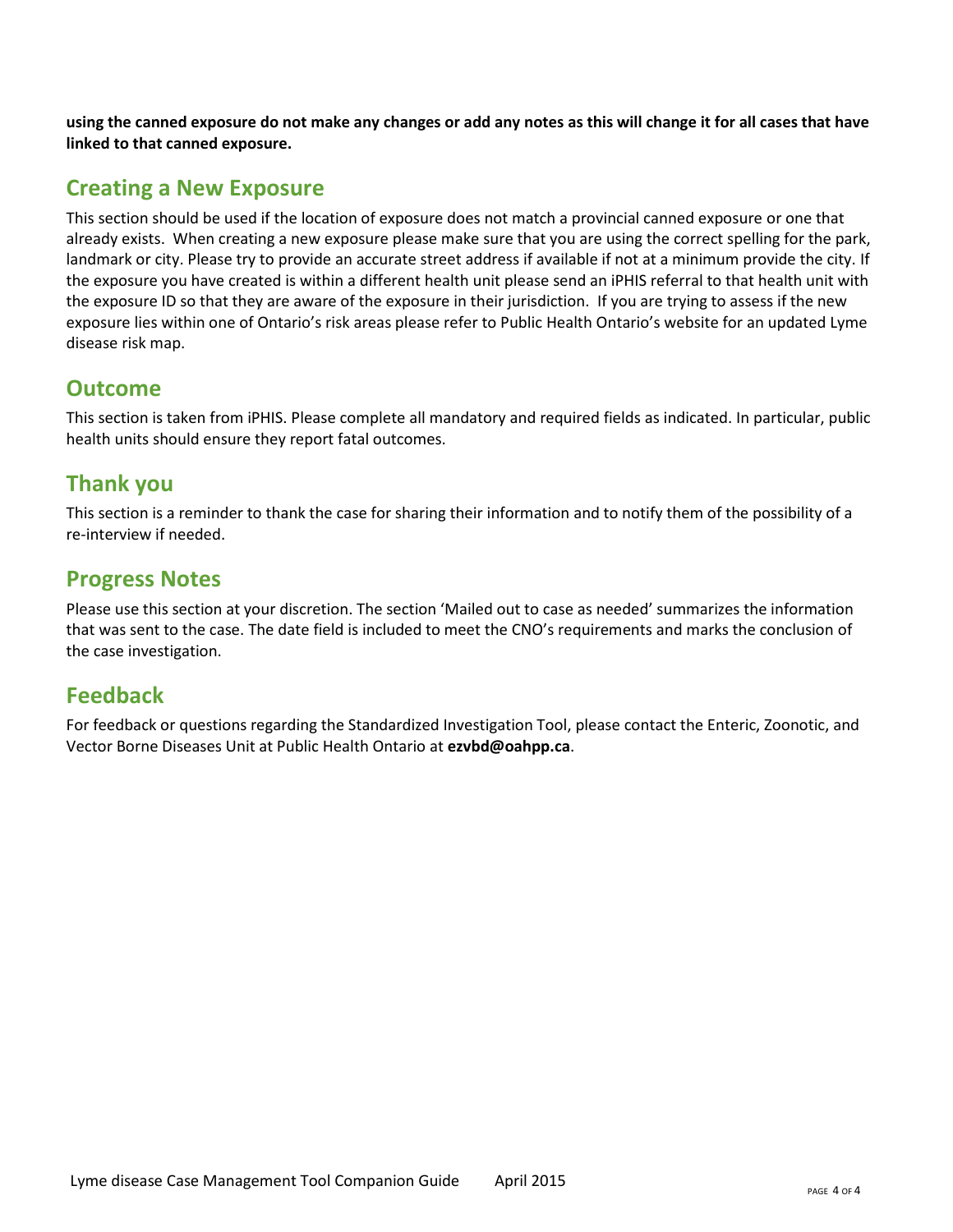**using the canned exposure do not make any changes or add any notes as this will change it for all cases that have linked to that canned exposure.**

## Creating a New Exposure

This section should be used if the location of exposure does not match a provincial canned exposure or one that already exists. When creating a new exposure please make sure that you are using the correct spelling for the park, landmark or city. Please try to provide an accurate street address if available if not at a minimum provide the city. If the exposure you have created is within a different health unit please send an iPHIS referral to that health unit with the exposure ID so that they are aware of the exposure in their jurisdiction. If you are trying to assess if the new exposure lies within one of Ontario's risk areas please refer to Public Health Ontario's website for an updated Lyme disease risk map.

## Outcome

This section is taken from iPHIS. Please complete all mandatory and required fields as indicated. In particular, public health units should ensure they report fatal outcomes.

## Thank you

This section is a reminder to thank the case for sharing their information and to notify them of the possibility of a re-interview if needed.

## Progress Notes

Please use this section at your discretion. The section 'Mailed out to case as needed' summarizes the information that was sent to the case. The date field is included to meet the CNO's requirements and marks the conclusion of the case investigation.

## Feedback

For feedback or questions regarding the Standardized Investigation Tool, please contact the Enteric, Zoonotic, and Vector Borne Diseases Unit at Public Health Ontario at **ezvbd@oahpp.ca**.